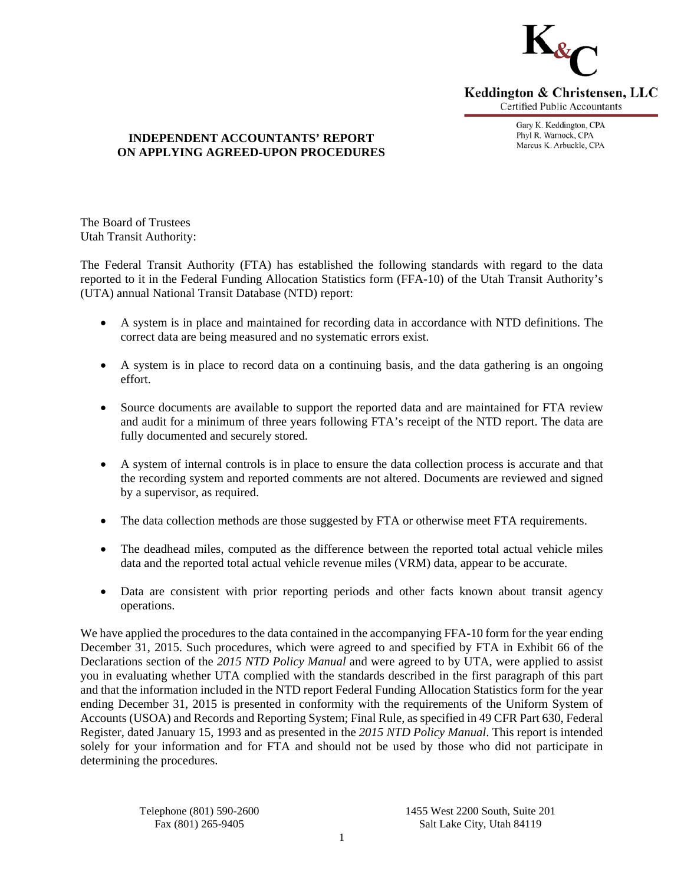Keddington & Christensen, LLC
Certified Public Accountants

Gary K. Keddington, CPA
Phyl R. Warnock, CPA
Marcus K. Arbuckle, CPA

**INDEPENDENT ACCOUNTANTS' REPORT**
**ON APPLYING AGREED-UPON PROCEDURES**

The Board of Trustees
Utah Transit Authority:

The Federal Transit Authority (FTA) has established the following standards with regard to the data reported to it in the Federal Funding Allocation Statistics form (FFA-10) of the Utah Transit Authority's (UTA) annual National Transit Database (NTD) report:

- A system is in place and maintained for recording data in accordance with NTD definitions. The correct data are being measured and no systematic errors exist.
- A system is in place to record data on a continuing basis, and the data gathering is an ongoing effort.
- Source documents are available to support the reported data and are maintained for FTA review and audit for a minimum of three years following FTA's receipt of the NTD report. The data are fully documented and securely stored.
- A system of internal controls is in place to ensure the data collection process is accurate and that the recording system and reported comments are not altered. Documents are reviewed and signed by a supervisor, as required.
- The data collection methods are those suggested by FTA or otherwise meet FTA requirements.
- The deadhead miles, computed as the difference between the reported total actual vehicle miles data and the reported total actual vehicle revenue miles (VRM) data, appear to be accurate.
- Data are consistent with prior reporting periods and other facts known about transit agency operations.

We have applied the procedures to the data contained in the accompanying FFA-10 form for the year ending December 31, 2015. Such procedures, which were agreed to and specified by FTA in Exhibit 66 of the Declarations section of the *2015 NTD Policy Manual* and were agreed to by UTA, were applied to assist you in evaluating whether UTA complied with the standards described in the first paragraph of this part and that the information included in the NTD report Federal Funding Allocation Statistics form for the year ending December 31, 2015 is presented in conformity with the requirements of the Uniform System of Accounts (USOA) and Records and Reporting System; Final Rule, as specified in 49 CFR Part 630, Federal Register, dated January 15, 1993 and as presented in the *2015 NTD Policy Manual*. This report is intended solely for your information and for FTA and should not be used by those who did not participate in determining the procedures.

Telephone (801) 590-2600
Fax (801) 265-9405

1455 West 2200 South, Suite 201
Salt Lake City, Utah 84119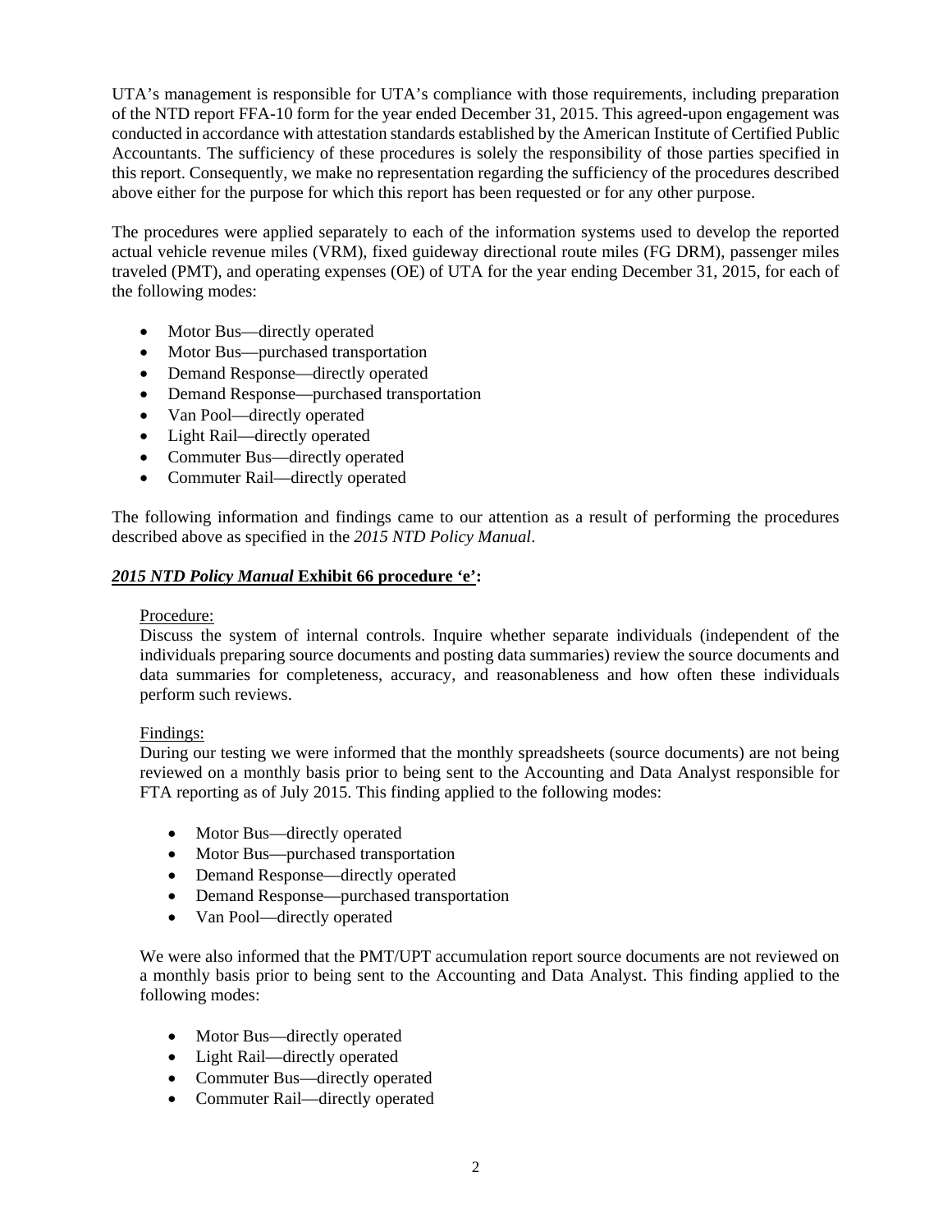UTA's management is responsible for UTA's compliance with those requirements, including preparation of the NTD report FFA-10 form for the year ended December 31, 2015. This agreed-upon engagement was conducted in accordance with attestation standards established by the American Institute of Certified Public Accountants. The sufficiency of these procedures is solely the responsibility of those parties specified in this report. Consequently, we make no representation regarding the sufficiency of the procedures described above either for the purpose for which this report has been requested or for any other purpose.

The procedures were applied separately to each of the information systems used to develop the reported actual vehicle revenue miles (VRM), fixed guideway directional route miles (FG DRM), passenger miles traveled (PMT), and operating expenses (OE) of UTA for the year ending December 31, 2015, for each of the following modes:

- Motor Bus—directly operated
- Motor Bus—purchased transportation
- Demand Response—directly operated
- Demand Response—purchased transportation
- Van Pool—directly operated
- Light Rail—directly operated
- Commuter Bus—directly operated
- Commuter Rail—directly operated

The following information and findings came to our attention as a result of performing the procedures described above as specified in the *2015 NTD Policy Manual*.

***2015 NTD Policy Manual* Exhibit 66 procedure 'e':**

Procedure:
Discuss the system of internal controls. Inquire whether separate individuals (independent of the individuals preparing source documents and posting data summaries) review the source documents and data summaries for completeness, accuracy, and reasonableness and how often these individuals perform such reviews.

Findings:
During our testing we were informed that the monthly spreadsheets (source documents) are not being reviewed on a monthly basis prior to being sent to the Accounting and Data Analyst responsible for FTA reporting as of July 2015. This finding applied to the following modes:

- Motor Bus—directly operated
- Motor Bus—purchased transportation
- Demand Response—directly operated
- Demand Response—purchased transportation
- Van Pool—directly operated

We were also informed that the PMT/UPT accumulation report source documents are not reviewed on a monthly basis prior to being sent to the Accounting and Data Analyst. This finding applied to the following modes:

- Motor Bus—directly operated
- Light Rail—directly operated
- Commuter Bus—directly operated
- Commuter Rail—directly operated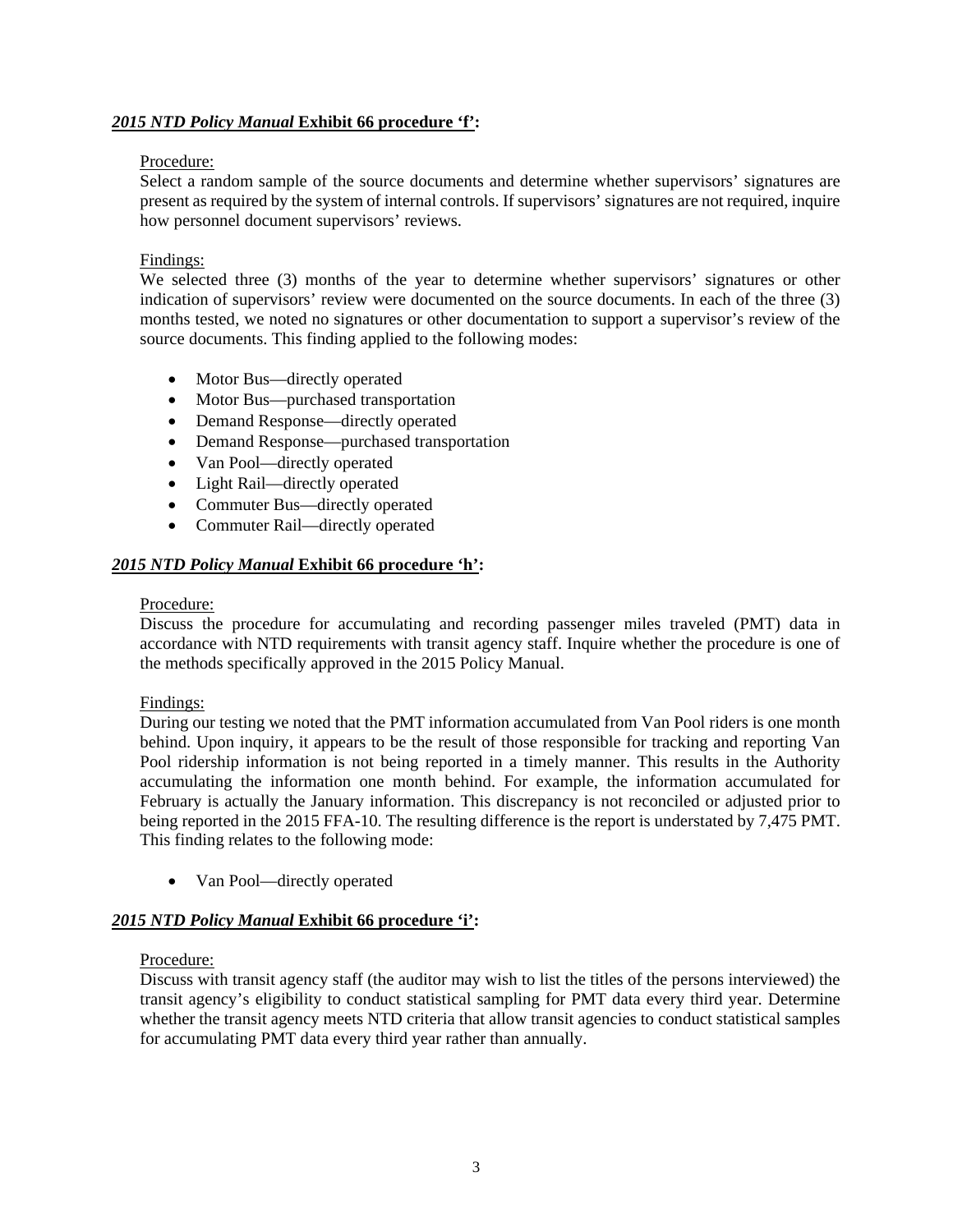***2015 NTD Policy Manual*** **Exhibit 66 procedure 'f':**

Procedure:
Select a random sample of the source documents and determine whether supervisors' signatures are present as required by the system of internal controls. If supervisors' signatures are not required, inquire how personnel document supervisors' reviews.

Findings:
We selected three (3) months of the year to determine whether supervisors' signatures or other indication of supervisors' review were documented on the source documents. In each of the three (3) months tested, we noted no signatures or other documentation to support a supervisor's review of the source documents. This finding applied to the following modes:

- Motor Bus—directly operated
- Motor Bus—purchased transportation
- Demand Response—directly operated
- Demand Response—purchased transportation
- Van Pool—directly operated
- Light Rail—directly operated
- Commuter Bus—directly operated
- Commuter Rail—directly operated

***2015 NTD Policy Manual*** **Exhibit 66 procedure 'h':**

Procedure:
Discuss the procedure for accumulating and recording passenger miles traveled (PMT) data in accordance with NTD requirements with transit agency staff. Inquire whether the procedure is one of the methods specifically approved in the 2015 Policy Manual.

Findings:
During our testing we noted that the PMT information accumulated from Van Pool riders is one month behind. Upon inquiry, it appears to be the result of those responsible for tracking and reporting Van Pool ridership information is not being reported in a timely manner. This results in the Authority accumulating the information one month behind. For example, the information accumulated for February is actually the January information. This discrepancy is not reconciled or adjusted prior to being reported in the 2015 FFA-10. The resulting difference is the report is understated by 7,475 PMT. This finding relates to the following mode:

- Van Pool—directly operated

***2015 NTD Policy Manual*** **Exhibit 66 procedure 'i':**

Procedure:
Discuss with transit agency staff (the auditor may wish to list the titles of the persons interviewed) the transit agency's eligibility to conduct statistical sampling for PMT data every third year. Determine whether the transit agency meets NTD criteria that allow transit agencies to conduct statistical samples for accumulating PMT data every third year rather than annually.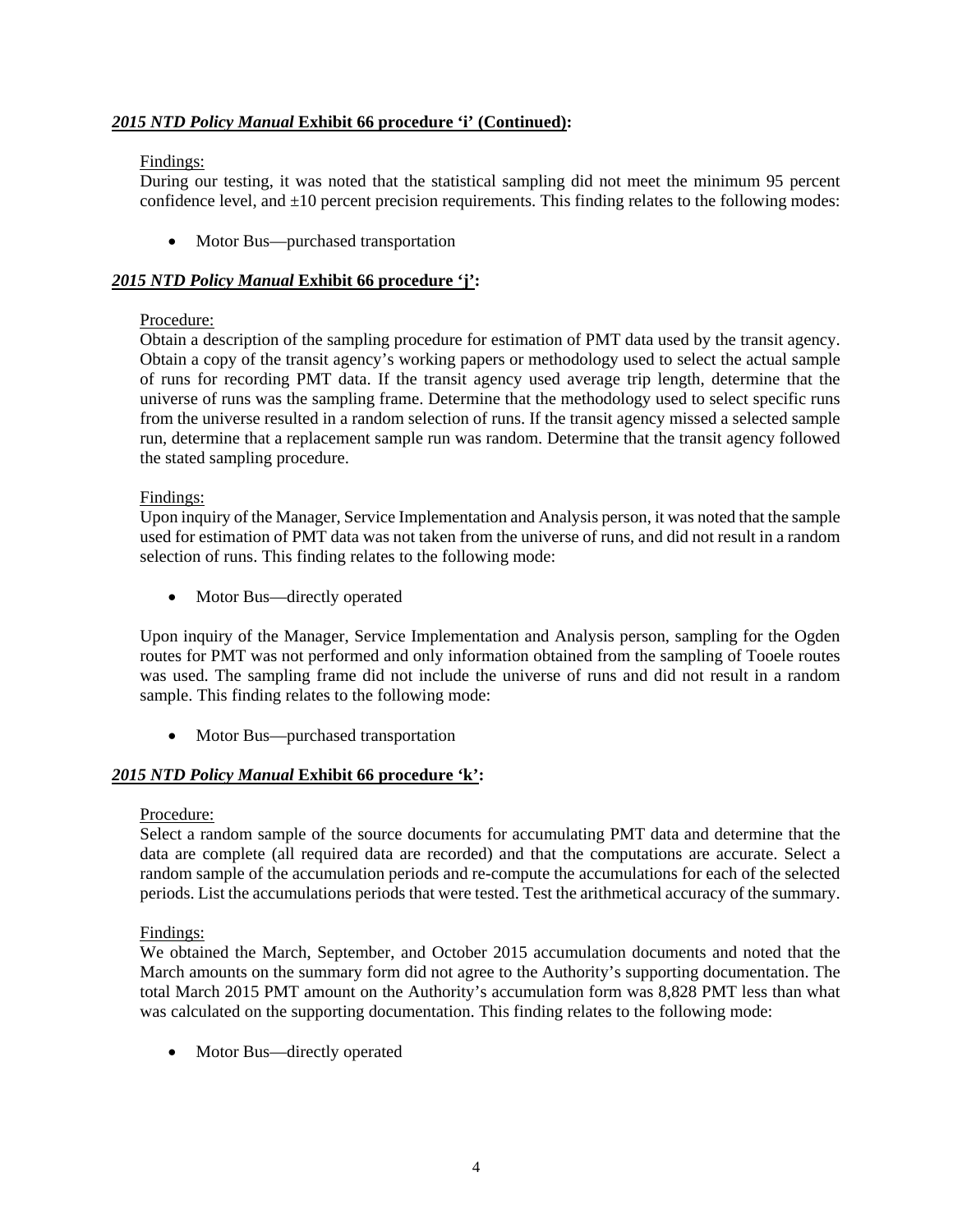***2015 NTD Policy Manual*** **Exhibit 66 procedure 'i' (Continued):**

Findings:
During our testing, it was noted that the statistical sampling did not meet the minimum 95 percent confidence level, and ±10 percent precision requirements. This finding relates to the following modes:

- Motor Bus—purchased transportation

***2015 NTD Policy Manual*** **Exhibit 66 procedure 'j':**

Procedure:
Obtain a description of the sampling procedure for estimation of PMT data used by the transit agency. Obtain a copy of the transit agency's working papers or methodology used to select the actual sample of runs for recording PMT data. If the transit agency used average trip length, determine that the universe of runs was the sampling frame. Determine that the methodology used to select specific runs from the universe resulted in a random selection of runs. If the transit agency missed a selected sample run, determine that a replacement sample run was random. Determine that the transit agency followed the stated sampling procedure.

Findings:
Upon inquiry of the Manager, Service Implementation and Analysis person, it was noted that the sample used for estimation of PMT data was not taken from the universe of runs, and did not result in a random selection of runs. This finding relates to the following mode:

- Motor Bus—directly operated

Upon inquiry of the Manager, Service Implementation and Analysis person, sampling for the Ogden routes for PMT was not performed and only information obtained from the sampling of Tooele routes was used. The sampling frame did not include the universe of runs and did not result in a random sample. This finding relates to the following mode:

- Motor Bus—purchased transportation

***2015 NTD Policy Manual*** **Exhibit 66 procedure 'k':**

Procedure:
Select a random sample of the source documents for accumulating PMT data and determine that the data are complete (all required data are recorded) and that the computations are accurate. Select a random sample of the accumulation periods and re-compute the accumulations for each of the selected periods. List the accumulations periods that were tested. Test the arithmetical accuracy of the summary.

Findings:
We obtained the March, September, and October 2015 accumulation documents and noted that the March amounts on the summary form did not agree to the Authority's supporting documentation. The total March 2015 PMT amount on the Authority's accumulation form was 8,828 PMT less than what was calculated on the supporting documentation. This finding relates to the following mode:

- Motor Bus—directly operated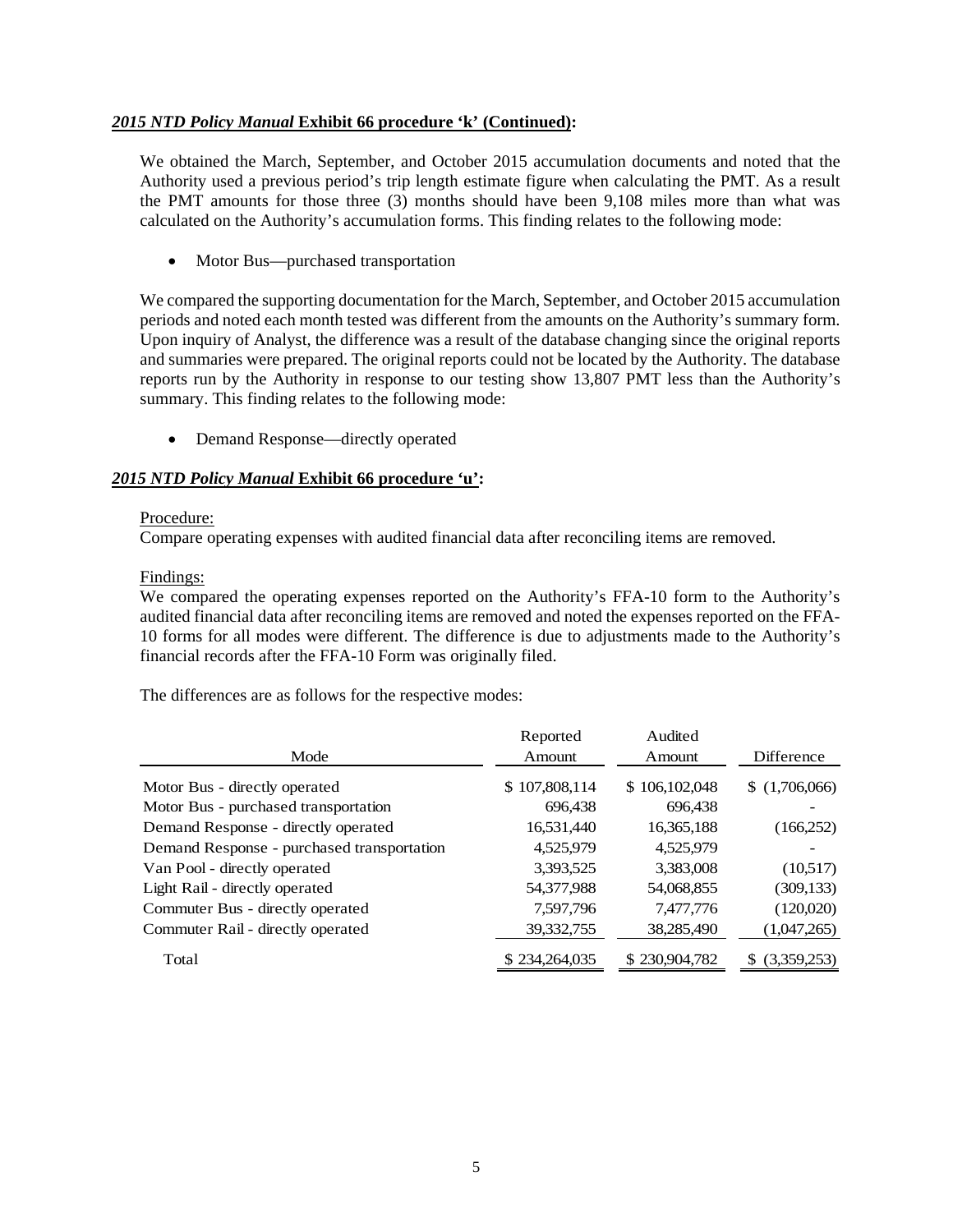***2015 NTD Policy Manual*** **Exhibit 66 procedure 'k' (Continued):**

We obtained the March, September, and October 2015 accumulation documents and noted that the Authority used a previous period's trip length estimate figure when calculating the PMT. As a result the PMT amounts for those three (3) months should have been 9,108 miles more than what was calculated on the Authority's accumulation forms. This finding relates to the following mode:

- Motor Bus—purchased transportation

We compared the supporting documentation for the March, September, and October 2015 accumulation periods and noted each month tested was different from the amounts on the Authority's summary form. Upon inquiry of Analyst, the difference was a result of the database changing since the original reports and summaries were prepared. The original reports could not be located by the Authority. The database reports run by the Authority in response to our testing show 13,807 PMT less than the Authority's summary. This finding relates to the following mode:

- Demand Response—directly operated

***2015 NTD Policy Manual*** **Exhibit 66 procedure 'u':**

Procedure:
Compare operating expenses with audited financial data after reconciling items are removed.

Findings:
We compared the operating expenses reported on the Authority's FFA-10 form to the Authority's audited financial data after reconciling items are removed and noted the expenses reported on the FFA-10 forms for all modes were different. The difference is due to adjustments made to the Authority's financial records after the FFA-10 Form was originally filed.

The differences are as follows for the respective modes:

| Mode | Reported Amount | Audited Amount | Difference |
|---|---|---|---|
| Motor Bus - directly operated | $ 107,808,114 | $ 106,102,048 | $ (1,706,066) |
| Motor Bus - purchased transportation | 696,438 | 696,438 | - |
| Demand Response - directly operated | 16,531,440 | 16,365,188 | (166,252) |
| Demand Response - purchased transportation | 4,525,979 | 4,525,979 | - |
| Van Pool - directly operated | 3,393,525 | 3,383,008 | (10,517) |
| Light Rail - directly operated | 54,377,988 | 54,068,855 | (309,133) |
| Commuter Bus - directly operated | 7,597,796 | 7,477,776 | (120,020) |
| Commuter Rail - directly operated | 39,332,755 | 38,285,490 | (1,047,265) |
| Total | $ 234,264,035 | $ 230,904,782 | $ (3,359,253) |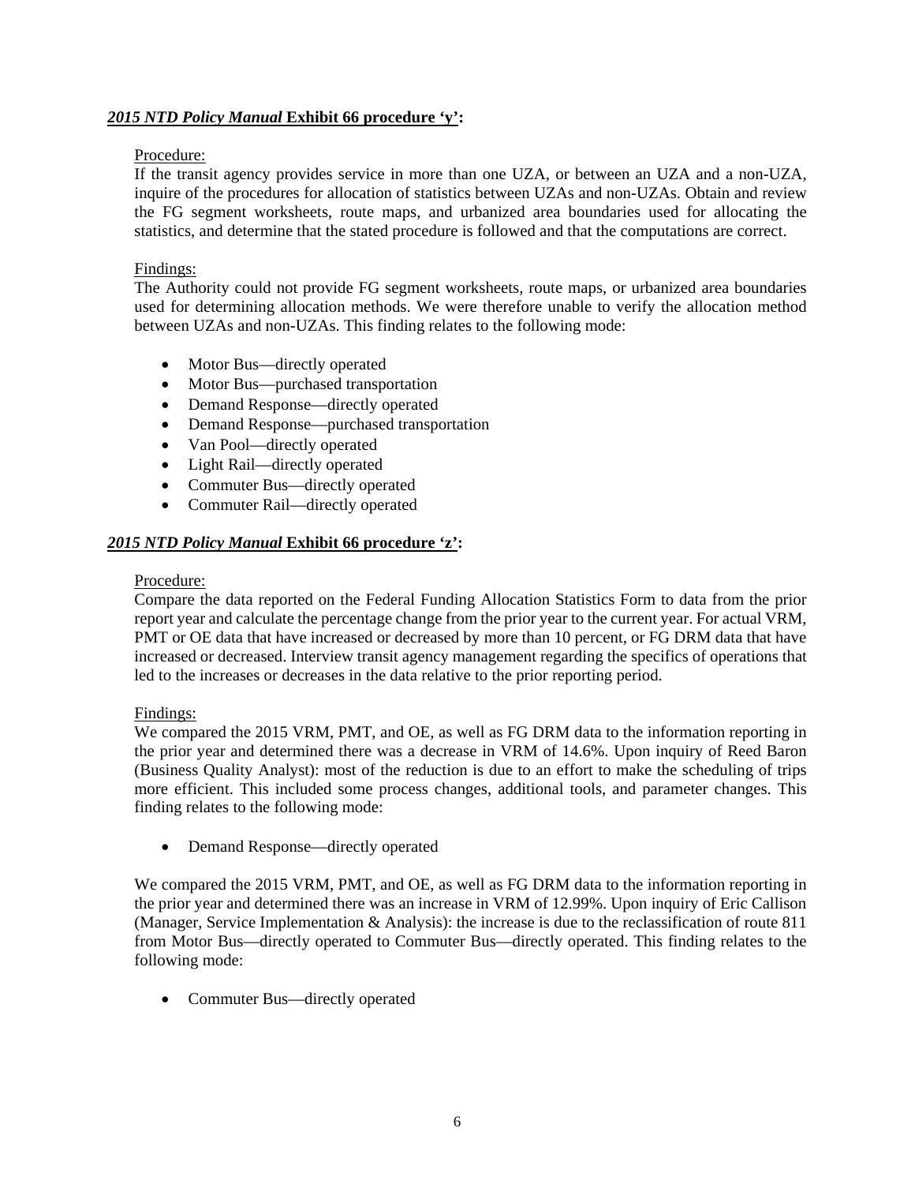***2015 NTD Policy Manual* Exhibit 66 procedure 'y':**

Procedure:
If the transit agency provides service in more than one UZA, or between an UZA and a non-UZA, inquire of the procedures for allocation of statistics between UZAs and non-UZAs. Obtain and review the FG segment worksheets, route maps, and urbanized area boundaries used for allocating the statistics, and determine that the stated procedure is followed and that the computations are correct.

Findings:
The Authority could not provide FG segment worksheets, route maps, or urbanized area boundaries used for determining allocation methods. We were therefore unable to verify the allocation method between UZAs and non-UZAs. This finding relates to the following mode:

- Motor Bus—directly operated
- Motor Bus—purchased transportation
- Demand Response—directly operated
- Demand Response—purchased transportation
- Van Pool—directly operated
- Light Rail—directly operated
- Commuter Bus—directly operated
- Commuter Rail—directly operated

***2015 NTD Policy Manual* Exhibit 66 procedure 'z':**

Procedure:
Compare the data reported on the Federal Funding Allocation Statistics Form to data from the prior report year and calculate the percentage change from the prior year to the current year. For actual VRM, PMT or OE data that have increased or decreased by more than 10 percent, or FG DRM data that have increased or decreased. Interview transit agency management regarding the specifics of operations that led to the increases or decreases in the data relative to the prior reporting period.

Findings:
We compared the 2015 VRM, PMT, and OE, as well as FG DRM data to the information reporting in the prior year and determined there was a decrease in VRM of 14.6%. Upon inquiry of Reed Baron (Business Quality Analyst): most of the reduction is due to an effort to make the scheduling of trips more efficient. This included some process changes, additional tools, and parameter changes. This finding relates to the following mode:

- Demand Response—directly operated

We compared the 2015 VRM, PMT, and OE, as well as FG DRM data to the information reporting in the prior year and determined there was an increase in VRM of 12.99%. Upon inquiry of Eric Callison (Manager, Service Implementation & Analysis): the increase is due to the reclassification of route 811 from Motor Bus—directly operated to Commuter Bus—directly operated. This finding relates to the following mode:

- Commuter Bus—directly operated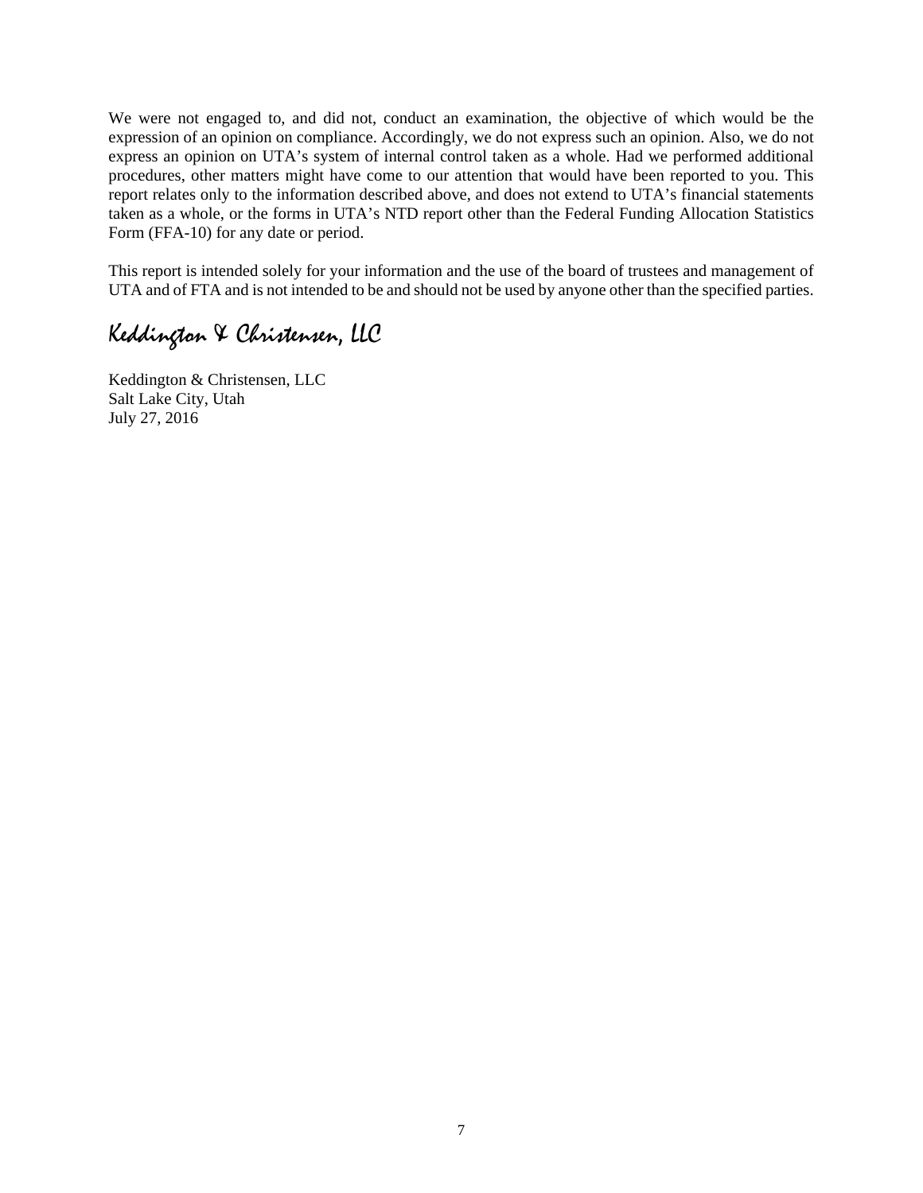We were not engaged to, and did not, conduct an examination, the objective of which would be the expression of an opinion on compliance. Accordingly, we do not express such an opinion. Also, we do not express an opinion on UTA's system of internal control taken as a whole. Had we performed additional procedures, other matters might have come to our attention that would have been reported to you. This report relates only to the information described above, and does not extend to UTA's financial statements taken as a whole, or the forms in UTA's NTD report other than the Federal Funding Allocation Statistics Form (FFA-10) for any date or period.

This report is intended solely for your information and the use of the board of trustees and management of UTA and of FTA and is not intended to be and should not be used by anyone other than the specified parties.

*Keddington & Christensen, LLC*

Keddington & Christensen, LLC
Salt Lake City, Utah
July 27, 2016